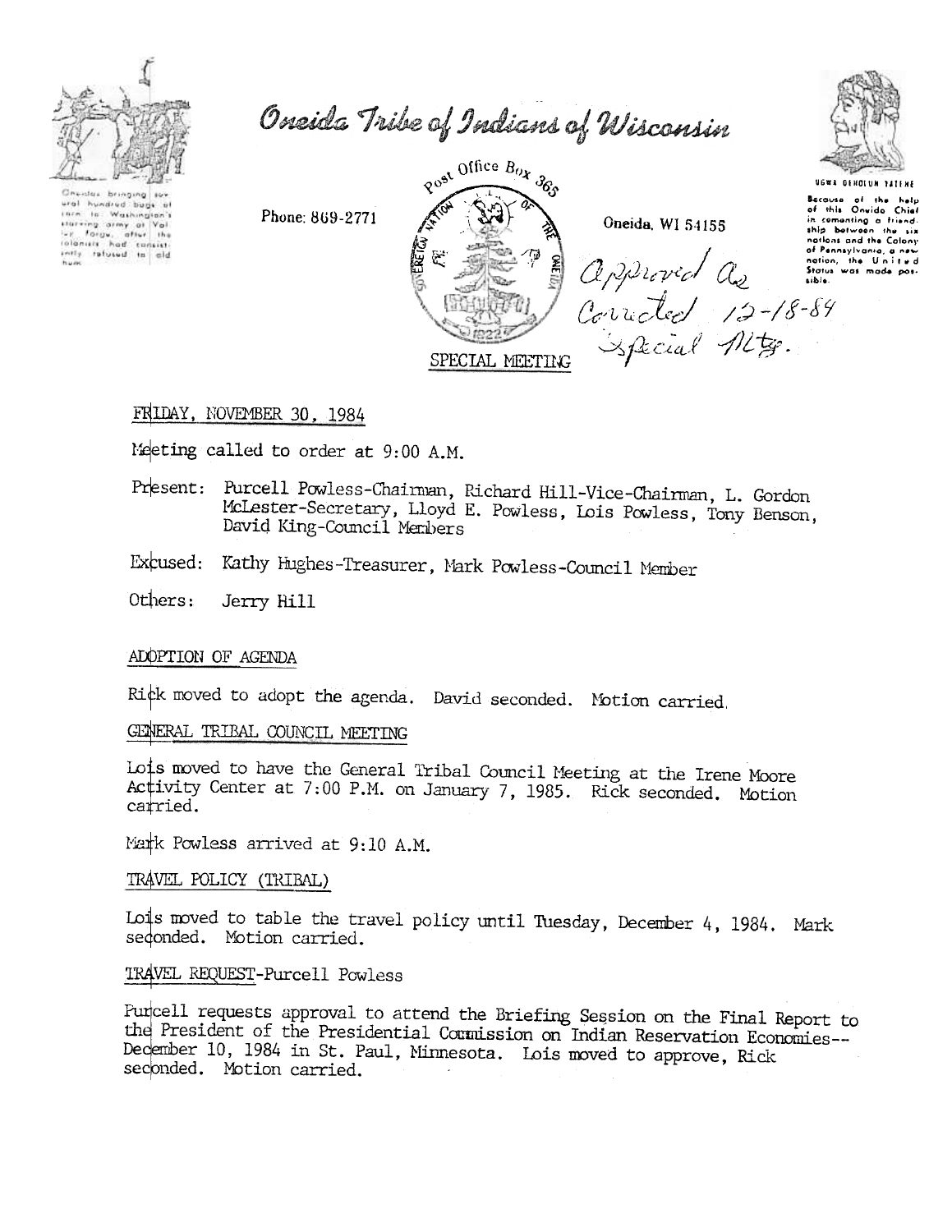# Oneida Tribe of Indians of Wisconsin

Oneidas bringing several hundred bags of corn to Washington's starving army at Valley Forge, after the colonists had consistently refused to aid them.

Phone: 869-2771

Post Office Box 365

Oneida, WI 54155

UGWA DEHOLUN YATEHE

Because of the help of this Oneida Chief in cementing a friendship between the six nations and the Colony of Pennsylvania, a new nation, the United States was made possible.

Approved As Corrected 12-18-84 Special Mtg.

SPECIAL MEETING

FRIDAY, NOVEMBER 30, 1984

Meeting called to order at 9:00 A.M.

Present: Purcell Powless-Chairman, Richard Hill-Vice-Chairman, L. Gordon McLester-Secretary, Lloyd E. Powless, Lois Powless, Tony Benson, David King-Council Members

Excused: Kathy Hughes-Treasurer, Mark Powless-Council Member

Others: Jerry Hill

## ADOPTION OF AGENDA

Rick moved to adopt the agenda. David seconded. Motion carried.

## GENERAL TRIBAL COUNCIL MEETING

Lois moved to have the General Tribal Council Meeting at the Irene Moore Activity Center at 7:00 P.M. on January 7, 1985. Rick seconded. Motion carried.

Mark Powless arrived at 9:10 A.M.

## TRAVEL POLICY (TRIBAL)

Lois moved to table the travel policy until Tuesday, December 4, 1984. Mark seconded. Motion carried.

## TRAVEL REQUEST-Purcell Powless

Purcell requests approval to attend the Briefing Session on the Final Report to the President of the Presidential Commission on Indian Reservation Economies--December 10, 1984 in St. Paul, Minnesota. Lois moved to approve, Rick seconded. Motion carried.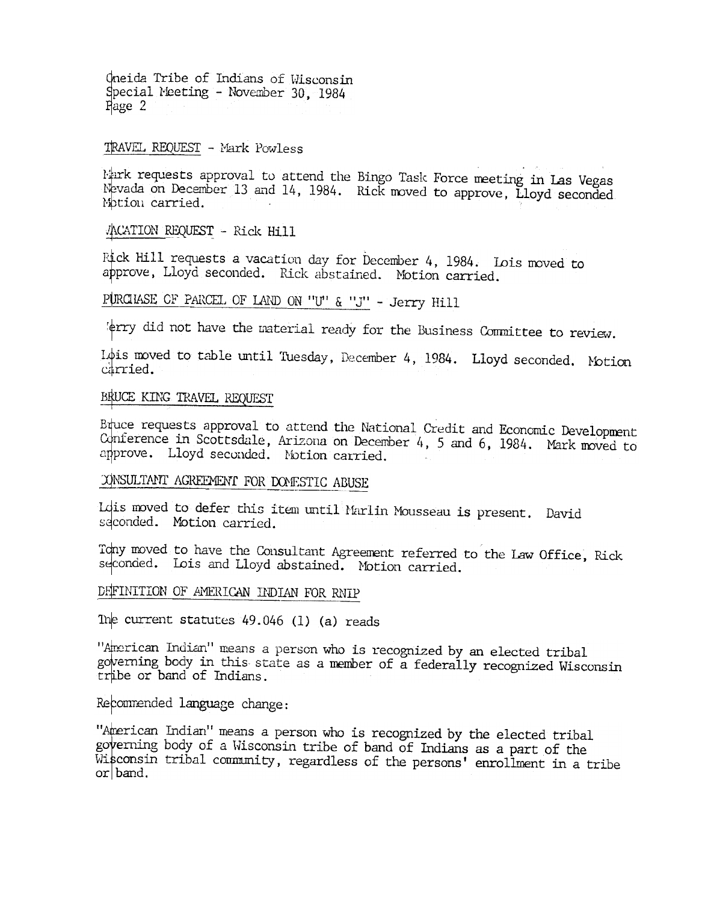Oneida Tribe of Indians of Wisconsin
Special Meeting - November 30, 1984
Page 2

TRAVEL REQUEST - Mark Powless

Mark requests approval to attend the Bingo Task Force meeting in Las Vegas Nevada on December 13 and 14, 1984. Rick moved to approve, Lloyd seconded. Motion carried.

VACATION REQUEST - Rick Hill

Rick Hill requests a vacation day for December 4, 1984. Lois moved to approve, Lloyd seconded. Rick abstained. Motion carried.

PURCHASE OF PARCEL OF LAND ON "U" & "J" - Jerry Hill

Jerry did not have the material ready for the Business Committee to review.

Lois moved to table until Tuesday, December 4, 1984. Lloyd seconded. Motion carried.

BRUCE KING TRAVEL REQUEST

Bruce requests approval to attend the National Credit and Economic Development Conference in Scottsdale, Arizona on December 4, 5 and 6, 1984. Mark moved to approve. Lloyd seconded. Motion carried.

CONSULTANT AGREEMENT FOR DOMESTIC ABUSE

Lois moved to defer this item until Marlin Mousseau is present. David seconded. Motion carried.

Tony moved to have the Consultant Agreement referred to the Law Office, Rick seconded. Lois and Lloyd abstained. Motion carried.

DEFINITION OF AMERICAN INDIAN FOR RNIP

The current statutes 49.046 (1) (a) reads

"American Indian" means a person who is recognized by an elected tribal governing body in this state as a member of a federally recognized Wisconsin tribe or band of Indians.

Recommended language change:

"American Indian" means a person who is recognized by the elected tribal governing body of a Wisconsin tribe of band of Indians as a part of the Wisconsin tribal community, regardless of the persons' enrollment in a tribe or band.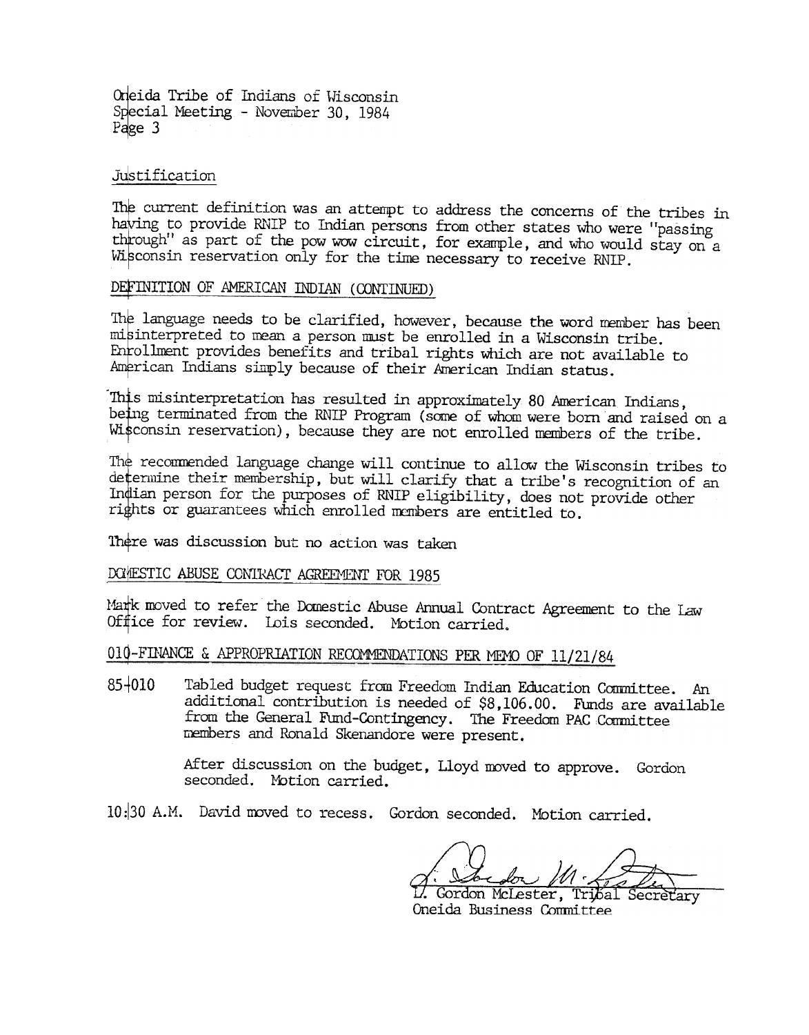Oneida Tribe of Indians of Wisconsin
Special Meeting - November 30, 1984
Page 3

## Justification

The current definition was an attempt to address the concerns of the tribes in having to provide RNIP to Indian persons from other states who were "passing through" as part of the pow wow circuit, for example, and who would stay on a Wisconsin reservation only for the time necessary to receive RNIP.

## DEFINITION OF AMERICAN INDIAN (CONTINUED)

The language needs to be clarified, however, because the word member has been misinterpreted to mean a person must be enrolled in a Wisconsin tribe. Enrollment provides benefits and tribal rights which are not available to American Indians simply because of their American Indian status.

This misinterpretation has resulted in approximately 80 American Indians, being terminated from the RNIP Program (some of whom were born and raised on a Wisconsin reservation), because they are not enrolled members of the tribe.

The recommended language change will continue to allow the Wisconsin tribes to determine their membership, but will clarify that a tribe's recognition of an Indian person for the purposes of RNIP eligibility, does not provide other rights or guarantees which enrolled members are entitled to.

There was discussion but no action was taken

## DOMESTIC ABUSE CONTRACT AGREEMENT FOR 1985

Mark moved to refer the Domestic Abuse Annual Contract Agreement to the Law Office for review. Lois seconded. Motion carried.

## 010-FINANCE & APPROPRIATION RECOMMENDATIONS PER MEMO OF 11/21/84

85-010 Tabled budget request from Freedom Indian Education Committee. An additional contribution is needed of $8,106.00. Funds are available from the General Fund-Contingency. The Freedom PAC Committee members and Ronald Skenandore were present.

After discussion on the budget, Lloyd moved to approve. Gordon seconded. Motion carried.

10:30 A.M. David moved to recess. Gordon seconded. Motion carried.

L. Gordon McLester, Tribal Secretary
Oneida Business Committee